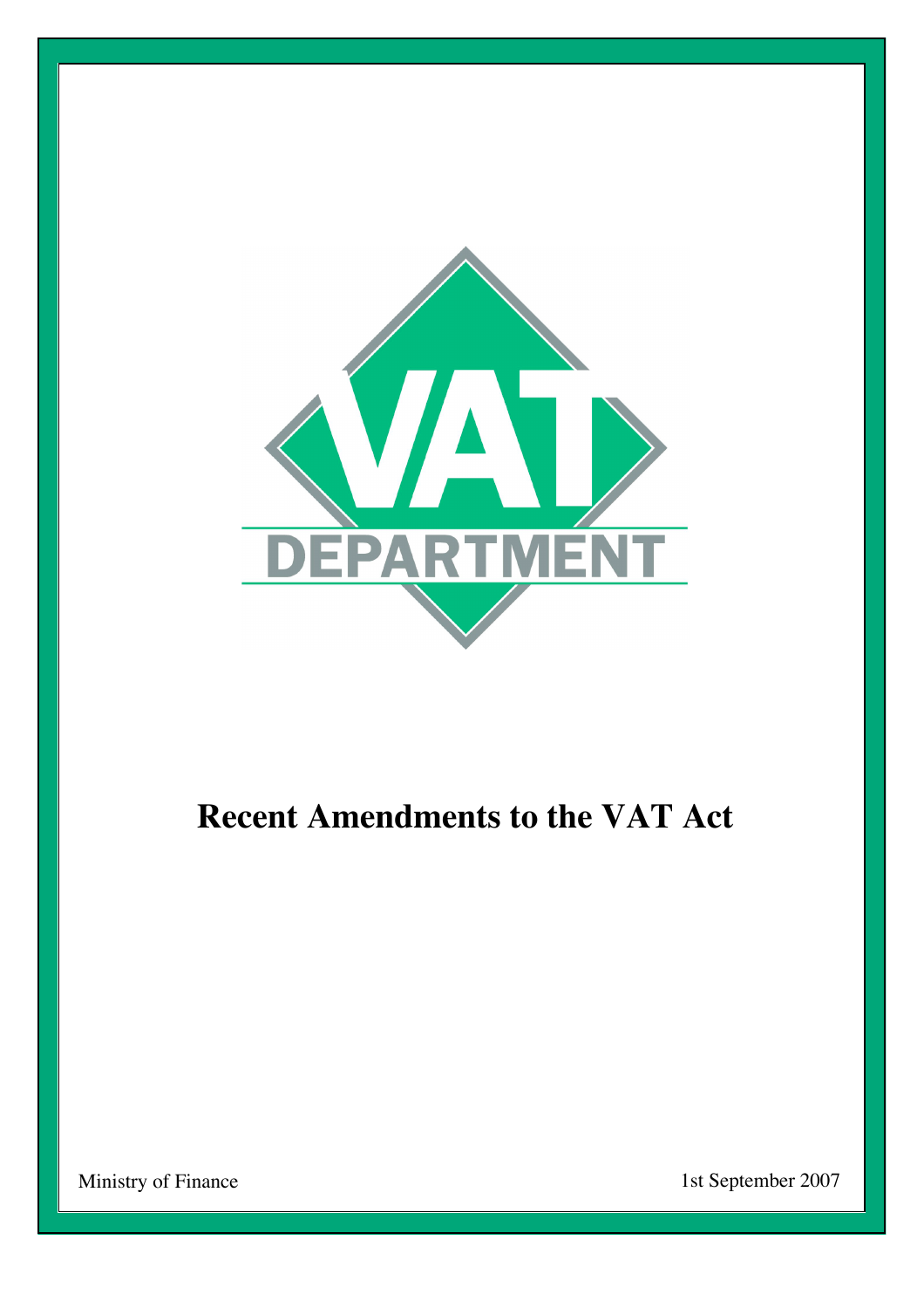VAT

DEPARTMENT

# Recent Amendments to the VAT Act

Ministry of Finance

1st September 2007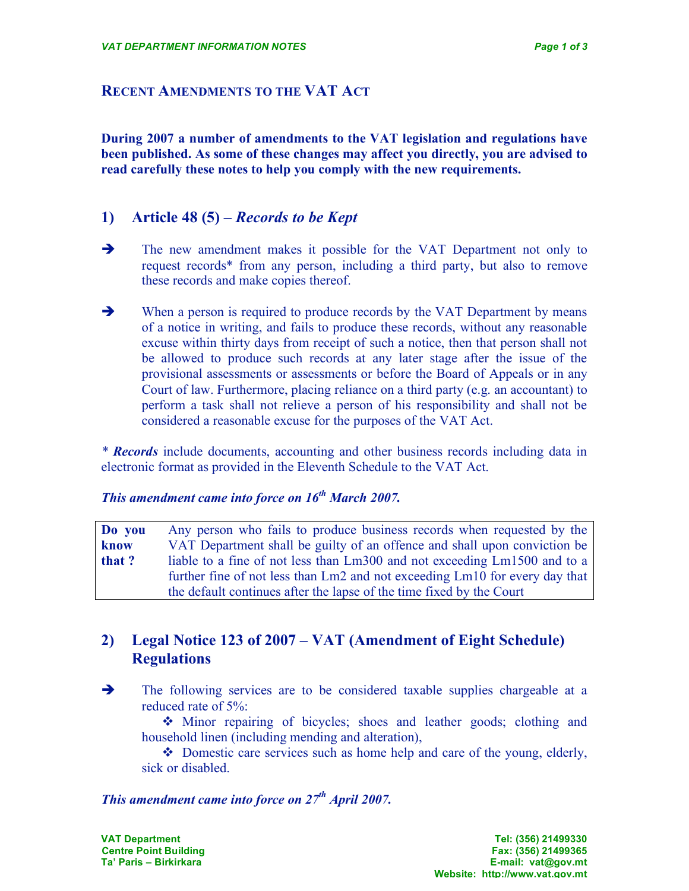## Recent Amendments to the VAT Act

**During 2007 a number of amendments to the VAT legislation and regulations have been published. As some of these changes may affect you directly, you are advised to read carefully these notes to help you comply with the new requirements.**

### 1) Article 48 (5) – *Records to be Kept*

- The new amendment makes it possible for the VAT Department not only to request records* from any person, including a third party, but also to remove these records and make copies thereof.

- When a person is required to produce records by the VAT Department by means of a notice in writing, and fails to produce these records, without any reasonable excuse within thirty days from receipt of such a notice, then that person shall not be allowed to produce such records at any later stage after the issue of the provisional assessments or assessments or before the Board of Appeals or in any Court of law. Furthermore, placing reliance on a third party (e.g. an accountant) to perform a task shall not relieve a person of his responsibility and shall not be considered a reasonable excuse for the purposes of the VAT Act.

*\* **Records** include documents, accounting and other business records including data in electronic format as provided in the Eleventh Schedule to the VAT Act.*

***This amendment came into force on 16th March 2007.***

| **Do you know that ?** | Any person who fails to produce business records when requested by the VAT Department shall be guilty of an offence and shall upon conviction be liable to a fine of not less than Lm300 and not exceeding Lm1500 and to a further fine of not less than Lm2 and not exceeding Lm10 for every day that the default continues after the lapse of the time fixed by the Court |
|---|---|

### 2) Legal Notice 123 of 2007 – VAT (Amendment of Eight Schedule) Regulations

- The following services are to be considered taxable supplies chargeable at a reduced rate of 5%:
  - Minor repairing of bicycles; shoes and leather goods; clothing and household linen (including mending and alteration),
  - Domestic care services such as home help and care of the young, elderly, sick or disabled.

***This amendment came into force on 27th April 2007.***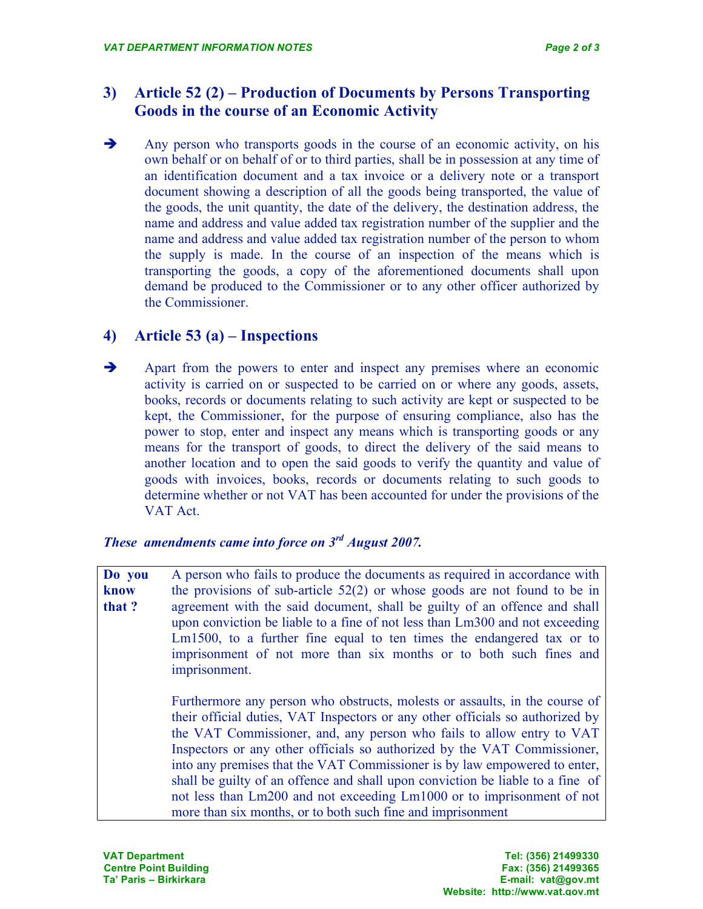## 3) Article 52 (2) – Production of Documents by Persons Transporting Goods in the course of an Economic Activity

➔ Any person who transports goods in the course of an economic activity, on his own behalf or on behalf of or to third parties, shall be in possession at any time of an identification document and a tax invoice or a delivery note or a transport document showing a description of all the goods being transported, the value of the goods, the unit quantity, the date of the delivery, the destination address, the name and address and value added tax registration number of the supplier and the name and address and value added tax registration number of the person to whom the supply is made. In the course of an inspection of the means which is transporting the goods, a copy of the aforementioned documents shall upon demand be produced to the Commissioner or to any other officer authorized by the Commissioner.

## 4) Article 53 (a) – Inspections

➔ Apart from the powers to enter and inspect any premises where an economic activity is carried on or suspected to be carried on or where any goods, assets, books, records or documents relating to such activity are kept or suspected to be kept, the Commissioner, for the purpose of ensuring compliance, also has the power to stop, enter and inspect any means which is transporting goods or any means for the transport of goods, to direct the delivery of the said means to another location and to open the said goods to verify the quantity and value of goods with invoices, books, records or documents relating to such goods to determine whether or not VAT has been accounted for under the provisions of the VAT Act.

***These amendments came into force on 3rd August 2007.***

| **Do you know that ?** | A person who fails to produce the documents as required in accordance with the provisions of sub-article 52(2) or whose goods are not found to be in agreement with the said document, shall be guilty of an offence and shall upon conviction be liable to a fine of not less than Lm300 and not exceeding Lm1500, to a further fine equal to ten times the endangered tax or to imprisonment of not more than six months or to both such fines and imprisonment.<br><br>Furthermore any person who obstructs, molests or assaults, in the course of their official duties, VAT Inspectors or any other officials so authorized by the VAT Commissioner, and, any person who fails to allow entry to VAT Inspectors or any other officials so authorized by the VAT Commissioner, into any premises that the VAT Commissioner is by law empowered to enter, shall be guilty of an offence and shall upon conviction be liable to a fine of not less than Lm200 and not exceeding Lm1000 or to imprisonment of not more than six months, or to both such fine and imprisonment |
|---|---|

**VAT Department**
**Centre Point Building**
**Ta' Paris – Birkirkara**

**Tel: (356) 21499330**
**Fax: (356) 21499365**
**E-mail: vat@gov.mt**
**Website: http://www.vat.gov.mt**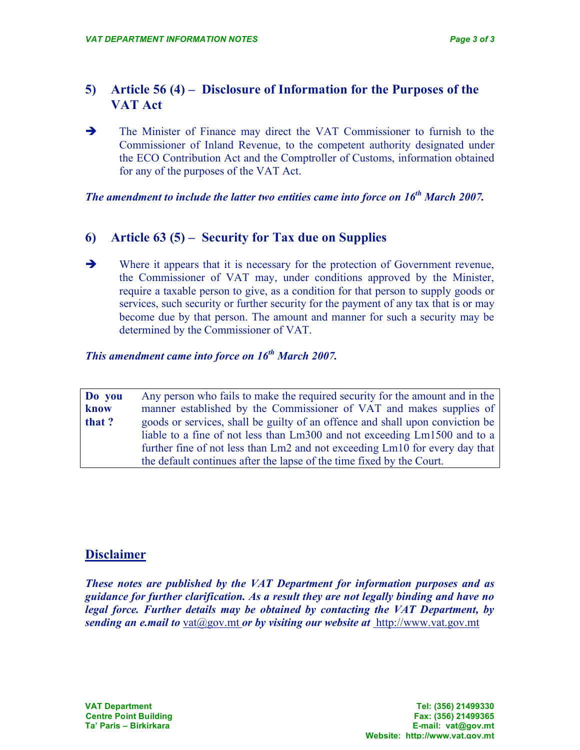## 5) Article 56 (4) – Disclosure of Information for the Purposes of the VAT Act

➔ The Minister of Finance may direct the VAT Commissioner to furnish to the Commissioner of Inland Revenue, to the competent authority designated under the ECO Contribution Act and the Comptroller of Customs, information obtained for any of the purposes of the VAT Act.

***The amendment to include the latter two entities came into force on 16th March 2007.***

## 6) Article 63 (5) – Security for Tax due on Supplies

➔ Where it appears that it is necessary for the protection of Government revenue, the Commissioner of VAT may, under conditions approved by the Minister, require a taxable person to give, as a condition for that person to supply goods or services, such security or further security for the payment of any tax that is or may become due by that person. The amount and manner for such a security may be determined by the Commissioner of VAT.

***This amendment came into force on 16th March 2007.***

| | |
|---|---|
| **Do you know that ?** | Any person who fails to make the required security for the amount and in the manner established by the Commissioner of VAT and makes supplies of goods or services, shall be guilty of an offence and shall upon conviction be liable to a fine of not less than Lm300 and not exceeding Lm1500 and to a further fine of not less than Lm2 and not exceeding Lm10 for every day that the default continues after the lapse of the time fixed by the Court. |

## Disclaimer

***These notes are published by the VAT Department for information purposes and as guidance for further clarification. As a result they are not legally binding and have no legal force. Further details may be obtained by contacting the VAT Department, by sending an e.mail to*** vat@gov.mt ***or by visiting our website at*** http://www.vat.gov.mt

**VAT Department**
**Centre Point Building**
**Ta' Paris – Birkirkara**

**Tel: (356) 21499330**
**Fax: (356) 21499365**
**E-mail: vat@gov.mt**
**Website: http://www.vat.gov.mt**